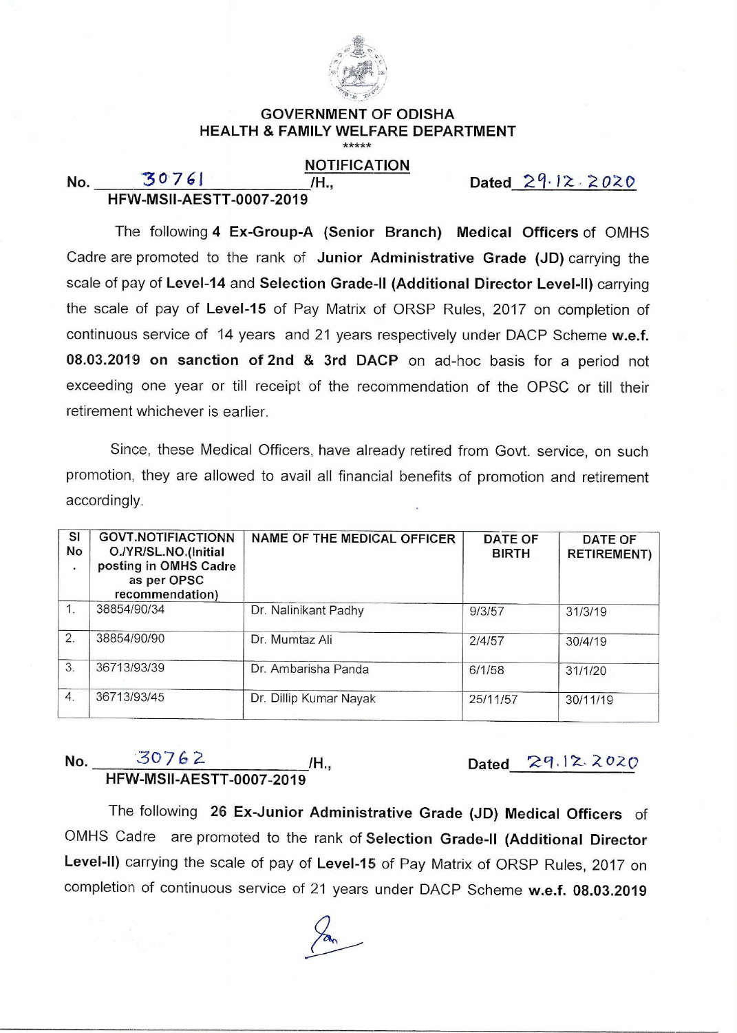# GOVERNMENT OF ODISHA
## HEALTH & FAMILY WELFARE DEPARTMENT

\*\*\*\*\*

### NOTIFICATION

No. 30761 /H., HFW-MSII-AESTT-0007-2019 Dated 29.12.2020

The following **4 Ex-Group-A (Senior Branch) Medical Officers** of OMHS Cadre are promoted to the rank of **Junior Administrative Grade (JD)** carrying the scale of pay of **Level-14** and **Selection Grade-II (Additional Director Level-II)** carrying the scale of pay of **Level-15** of Pay Matrix of ORSP Rules, 2017 on completion of continuous service of 14 years and 21 years respectively under DACP Scheme **w.e.f. 08.03.2019 on sanction of 2nd & 3rd DACP** on ad-hoc basis for a period not exceeding one year or till receipt of the recommendation of the OPSC or till their retirement whichever is earlier.

Since, these Medical Officers, have already retired from Govt. service, on such promotion, they are allowed to avail all financial benefits of promotion and retirement accordingly.

| Sl No. | GOVT.NOTIFIACTIONN O./YR/SL.NO.(Initial posting in OMHS Cadre as per OPSC recommendation) | NAME OF THE MEDICAL OFFICER | DATE OF BIRTH | DATE OF RETIREMENT) |
|---|---|---|---|---|
| 1. | 38854/90/34 | Dr. Nalinikant Padhy | 9/3/57 | 31/3/19 |
| 2. | 38854/90/90 | Dr. Mumtaz Ali | 2/4/57 | 30/4/19 |
| 3. | 36713/93/39 | Dr. Ambarisha Panda | 6/1/58 | 31/1/20 |
| 4. | 36713/93/45 | Dr. Dillip Kumar Nayak | 25/11/57 | 30/11/19 |

No. 30762 /H., HFW-MSII-AESTT-0007-2019 Dated 29.12.2020

The following **26 Ex-Junior Administrative Grade (JD) Medical Officers** of OMHS Cadre are promoted to the rank of **Selection Grade-II (Additional Director Level-II)** carrying the scale of pay of **Level-15** of Pay Matrix of ORSP Rules, 2017 on completion of continuous service of 21 years under DACP Scheme **w.e.f. 08.03.2019**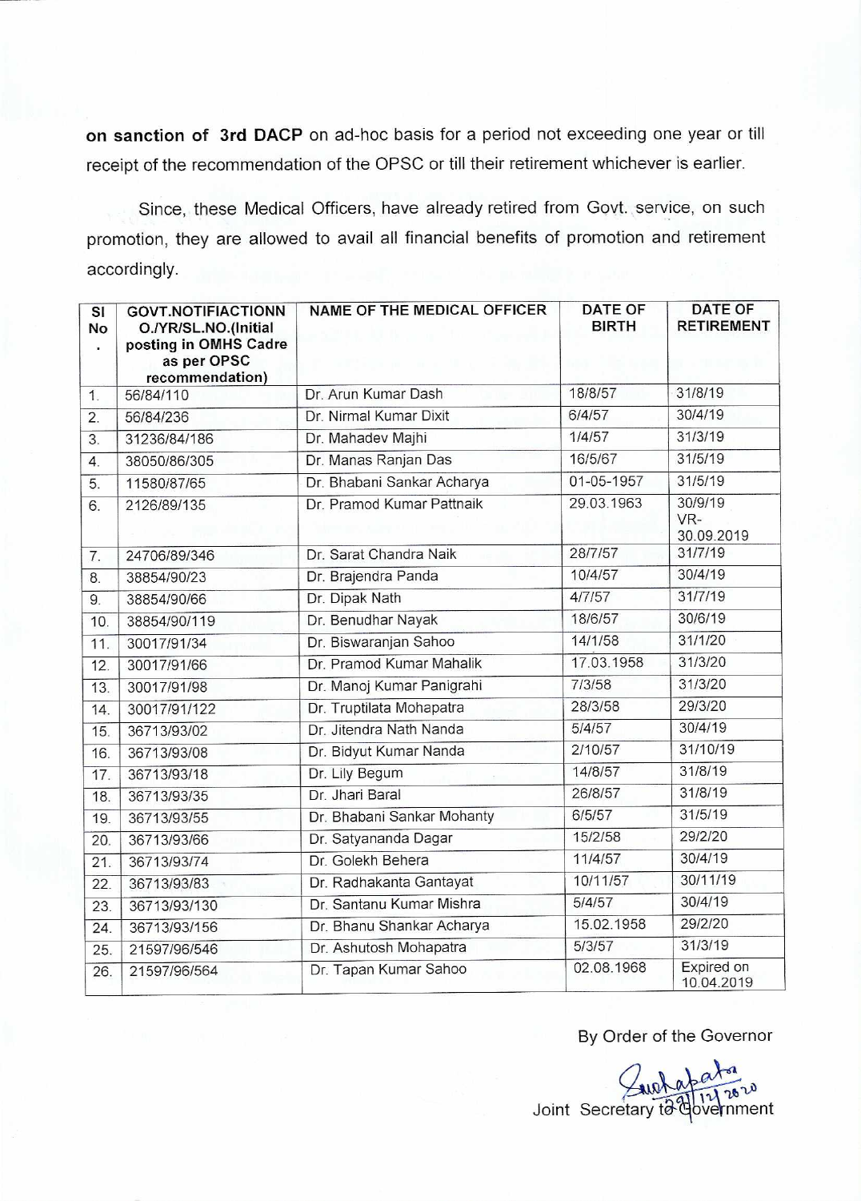**on sanction of 3rd DACP** on ad-hoc basis for a period not exceeding one year or till receipt of the recommendation of the OPSC or till their retirement whichever is earlier.

Since, these Medical Officers, have already retired from Govt. service, on such promotion, they are allowed to avail all financial benefits of promotion and retirement accordingly.

| Sl No. | GOVT.NOTIFIACTIONN O./YR/SL.NO.(Initial posting in OMHS Cadre as per OPSC recommendation) | NAME OF THE MEDICAL OFFICER | DATE OF BIRTH | DATE OF RETIREMENT |
|---|---|---|---|---|
| 1. | 56/84/110 | Dr. Arun Kumar Dash | 18/8/57 | 31/8/19 |
| 2. | 56/84/236 | Dr. Nirmal Kumar Dixit | 6/4/57 | 30/4/19 |
| 3. | 31236/84/186 | Dr. Mahadev Majhi | 1/4/57 | 31/3/19 |
| 4. | 38050/86/305 | Dr. Manas Ranjan Das | 16/5/67 | 31/5/19 |
| 5. | 11580/87/65 | Dr. Bhabani Sankar Acharya | 01-05-1957 | 31/5/19 |
| 6. | 2126/89/135 | Dr. Pramod Kumar Pattnaik | 29.03.1963 | 30/9/19 VR- 30.09.2019 |
| 7. | 24706/89/346 | Dr. Sarat Chandra Naik | 28/7/57 | 31/7/19 |
| 8. | 38854/90/23 | Dr. Brajendra Panda | 10/4/57 | 30/4/19 |
| 9. | 38854/90/66 | Dr. Dipak Nath | 4/7/57 | 31/7/19 |
| 10. | 38854/90/119 | Dr. Benudhar Nayak | 18/6/57 | 30/6/19 |
| 11. | 30017/91/34 | Dr. Biswaranjan Sahoo | 14/1/58 | 31/1/20 |
| 12. | 30017/91/66 | Dr. Pramod Kumar Mahalik | 17.03.1958 | 31/3/20 |
| 13. | 30017/91/98 | Dr. Manoj Kumar Panigrahi | 7/3/58 | 31/3/20 |
| 14. | 30017/91/122 | Dr. Truptilata Mohapatra | 28/3/58 | 29/3/20 |
| 15. | 36713/93/02 | Dr. Jitendra Nath Nanda | 5/4/57 | 30/4/19 |
| 16. | 36713/93/08 | Dr. Bidyut Kumar Nanda | 2/10/57 | 31/10/19 |
| 17. | 36713/93/18 | Dr. Lily Begum | 14/8/57 | 31/8/19 |
| 18. | 36713/93/35 | Dr. Jhari Baral | 26/8/57 | 31/8/19 |
| 19. | 36713/93/55 | Dr. Bhabani Sankar Mohanty | 6/5/57 | 31/5/19 |
| 20. | 36713/93/66 | Dr. Satyananda Dagar | 15/2/58 | 29/2/20 |
| 21. | 36713/93/74 | Dr. Golekh Behera | 11/4/57 | 30/4/19 |
| 22. | 36713/93/83 | Dr. Radhakanta Gantayat | 10/11/57 | 30/11/19 |
| 23. | 36713/93/130 | Dr. Santanu Kumar Mishra | 5/4/57 | 30/4/19 |
| 24. | 36713/93/156 | Dr. Bhanu Shankar Acharya | 15.02.1958 | 29/2/20 |
| 25. | 21597/96/546 | Dr. Ashutosh Mohapatra | 5/3/57 | 31/3/19 |
| 26. | 21597/96/564 | Dr. Tapan Kumar Sahoo | 02.08.1968 | Expired on 10.04.2019 |

By Order of the Governor

Joint Secretary to Government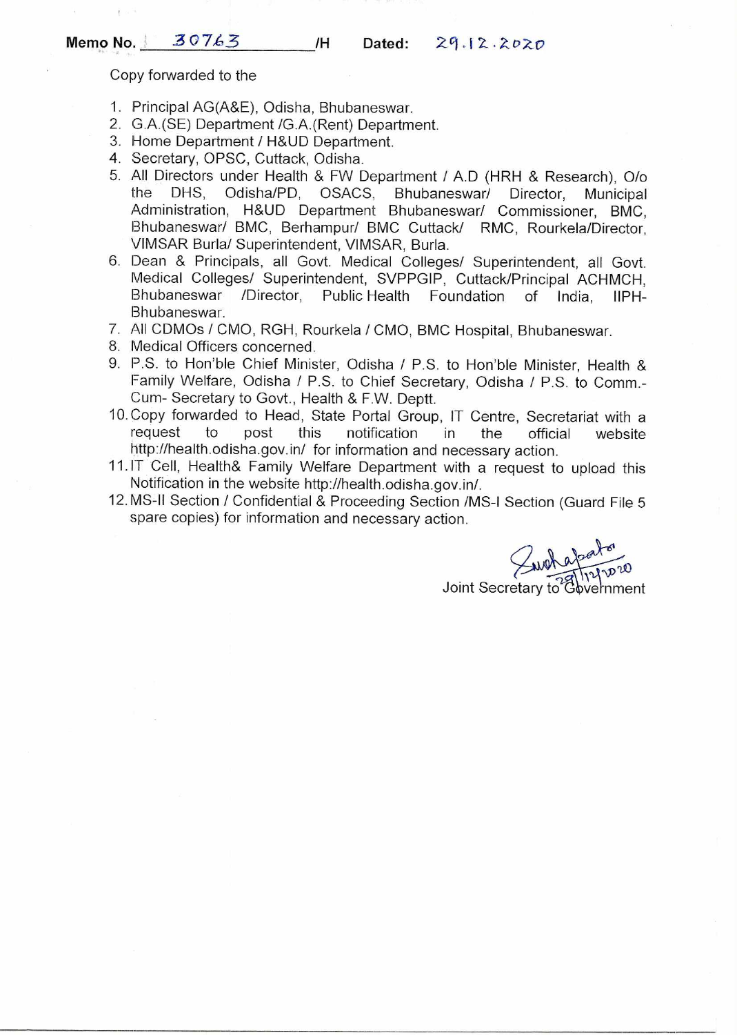**Memo No.** 30763 /H **Dated:** 29.12.2020

Copy forwarded to the

1. Principal AG(A&E), Odisha, Bhubaneswar.
2. G.A.(SE) Department /G.A.(Rent) Department.
3. Home Department / H&UD Department.
4. Secretary, OPSC, Cuttack, Odisha.
5. All Directors under Health & FW Department / A.D (HRH & Research), O/o the DHS, Odisha/PD, OSACS, Bhubaneswar/ Director, Municipal Administration, H&UD Department Bhubaneswar/ Commissioner, BMC, Bhubaneswar/ BMC, Berhampur/ BMC Cuttack/ RMC, Rourkela/Director, VIMSAR Burla/ Superintendent, VIMSAR, Burla.
6. Dean & Principals, all Govt. Medical Colleges/ Superintendent, all Govt. Medical Colleges/ Superintendent, SVPPGIP, Cuttack/Principal ACHMCH, Bhubaneswar /Director, Public Health Foundation of India, IIPH-Bhubaneswar.
7. All CDMOs / CMO, RGH, Rourkela / CMO, BMC Hospital, Bhubaneswar.
8. Medical Officers concerned.
9. P.S. to Hon'ble Chief Minister, Odisha / P.S. to Hon'ble Minister, Health & Family Welfare, Odisha / P.S. to Chief Secretary, Odisha / P.S. to Comm.-Cum- Secretary to Govt., Health & F.W. Deptt.
10. Copy forwarded to Head, State Portal Group, IT Centre, Secretariat with a request to post this notification in the official website http://health.odisha.gov.in/ for information and necessary action.
11. IT Cell, Health& Family Welfare Department with a request to upload this Notification in the website http://health.odisha.gov.in/.
12. MS-II Section / Confidential & Proceeding Section /MS-I Section (Guard File 5 spare copies) for information and necessary action.

Sd/- 29/12/2020

Joint Secretary to Government